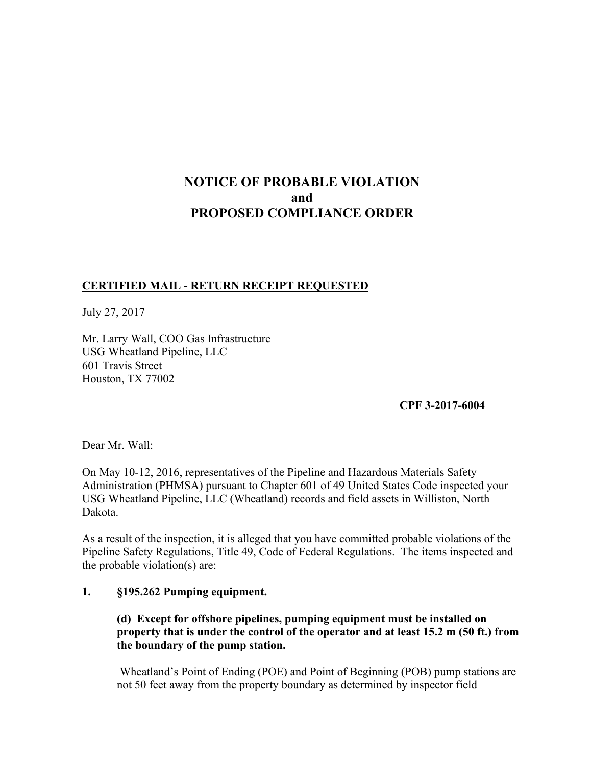# NOTICE OF PROBABLE VIOLATION
# and
# PROPOSED COMPLIANCE ORDER

**CERTIFIED MAIL - RETURN RECEIPT REQUESTED**

July 27, 2017

Mr. Larry Wall, COO Gas Infrastructure
USG Wheatland Pipeline, LLC
601 Travis Street
Houston, TX 77002

**CPF 3-2017-6004**

Dear Mr. Wall:

On May 10-12, 2016, representatives of the Pipeline and Hazardous Materials Safety Administration (PHMSA) pursuant to Chapter 601 of 49 United States Code inspected your USG Wheatland Pipeline, LLC (Wheatland) records and field assets in Williston, North Dakota.

As a result of the inspection, it is alleged that you have committed probable violations of the Pipeline Safety Regulations, Title 49, Code of Federal Regulations. The items inspected and the probable violation(s) are:

**1. §195.262 Pumping equipment.**

**(d) Except for offshore pipelines, pumping equipment must be installed on property that is under the control of the operator and at least 15.2 m (50 ft.) from the boundary of the pump station.**

Wheatland's Point of Ending (POE) and Point of Beginning (POB) pump stations are not 50 feet away from the property boundary as determined by inspector field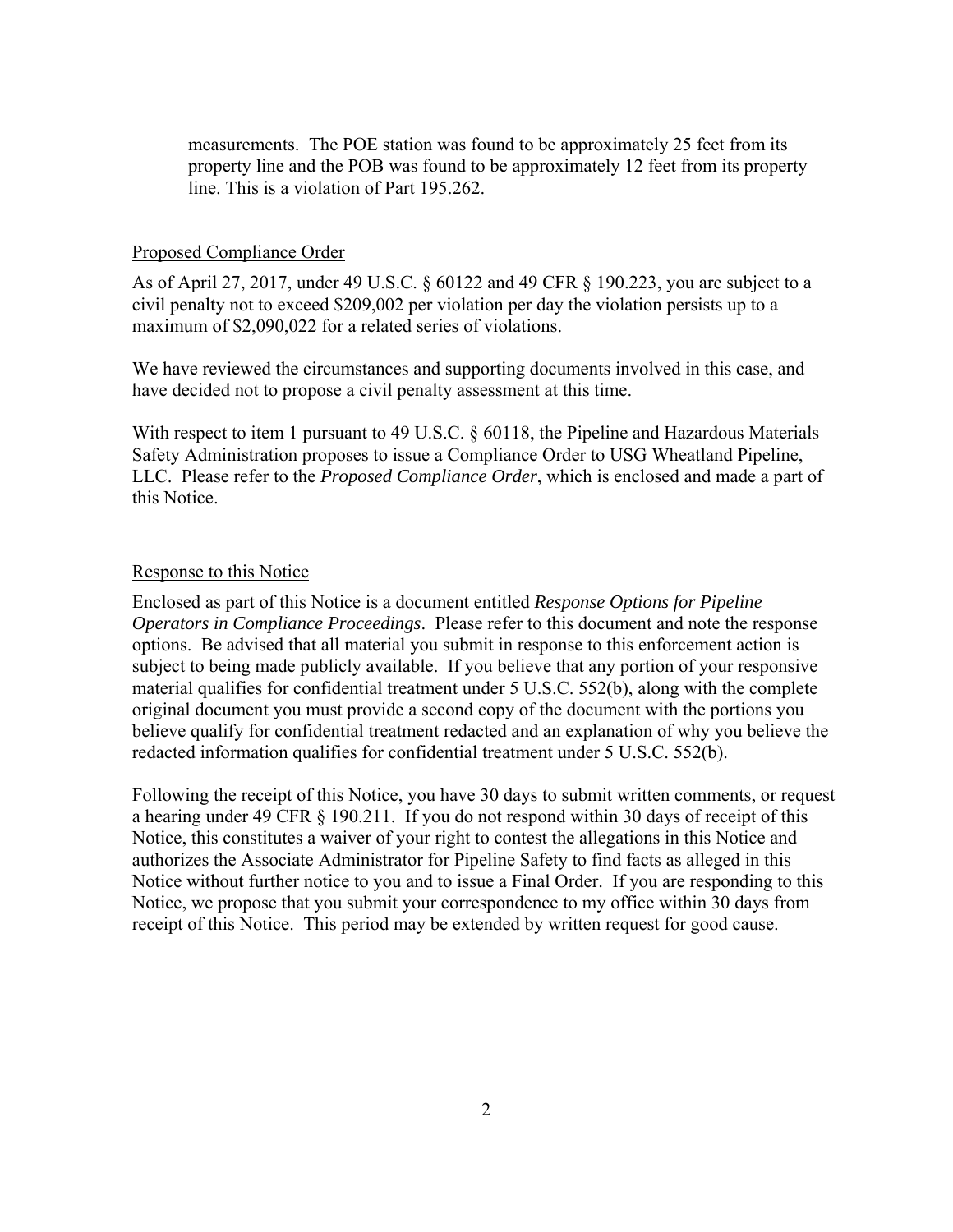measurements. The POE station was found to be approximately 25 feet from its property line and the POB was found to be approximately 12 feet from its property line. This is a violation of Part 195.262.

## Proposed Compliance Order

As of April 27, 2017, under 49 U.S.C. § 60122 and 49 CFR § 190.223, you are subject to a civil penalty not to exceed $209,002 per violation per day the violation persists up to a maximum of $2,090,022 for a related series of violations.

We have reviewed the circumstances and supporting documents involved in this case, and have decided not to propose a civil penalty assessment at this time.

With respect to item 1 pursuant to 49 U.S.C. § 60118, the Pipeline and Hazardous Materials Safety Administration proposes to issue a Compliance Order to USG Wheatland Pipeline, LLC. Please refer to the *Proposed Compliance Order*, which is enclosed and made a part of this Notice.

## Response to this Notice

Enclosed as part of this Notice is a document entitled *Response Options for Pipeline Operators in Compliance Proceedings*. Please refer to this document and note the response options. Be advised that all material you submit in response to this enforcement action is subject to being made publicly available. If you believe that any portion of your responsive material qualifies for confidential treatment under 5 U.S.C. 552(b), along with the complete original document you must provide a second copy of the document with the portions you believe qualify for confidential treatment redacted and an explanation of why you believe the redacted information qualifies for confidential treatment under 5 U.S.C. 552(b).

Following the receipt of this Notice, you have 30 days to submit written comments, or request a hearing under 49 CFR § 190.211. If you do not respond within 30 days of receipt of this Notice, this constitutes a waiver of your right to contest the allegations in this Notice and authorizes the Associate Administrator for Pipeline Safety to find facts as alleged in this Notice without further notice to you and to issue a Final Order. If you are responding to this Notice, we propose that you submit your correspondence to my office within 30 days from receipt of this Notice. This period may be extended by written request for good cause.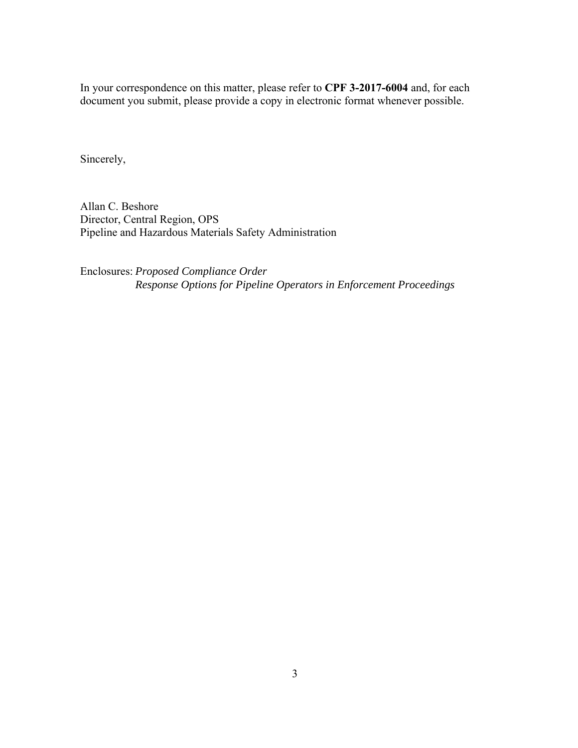In your correspondence on this matter, please refer to **CPF 3-2017-6004** and, for each document you submit, please provide a copy in electronic format whenever possible.

Sincerely,

Allan C. Beshore
Director, Central Region, OPS
Pipeline and Hazardous Materials Safety Administration

Enclosures: *Proposed Compliance Order*
*Response Options for Pipeline Operators in Enforcement Proceedings*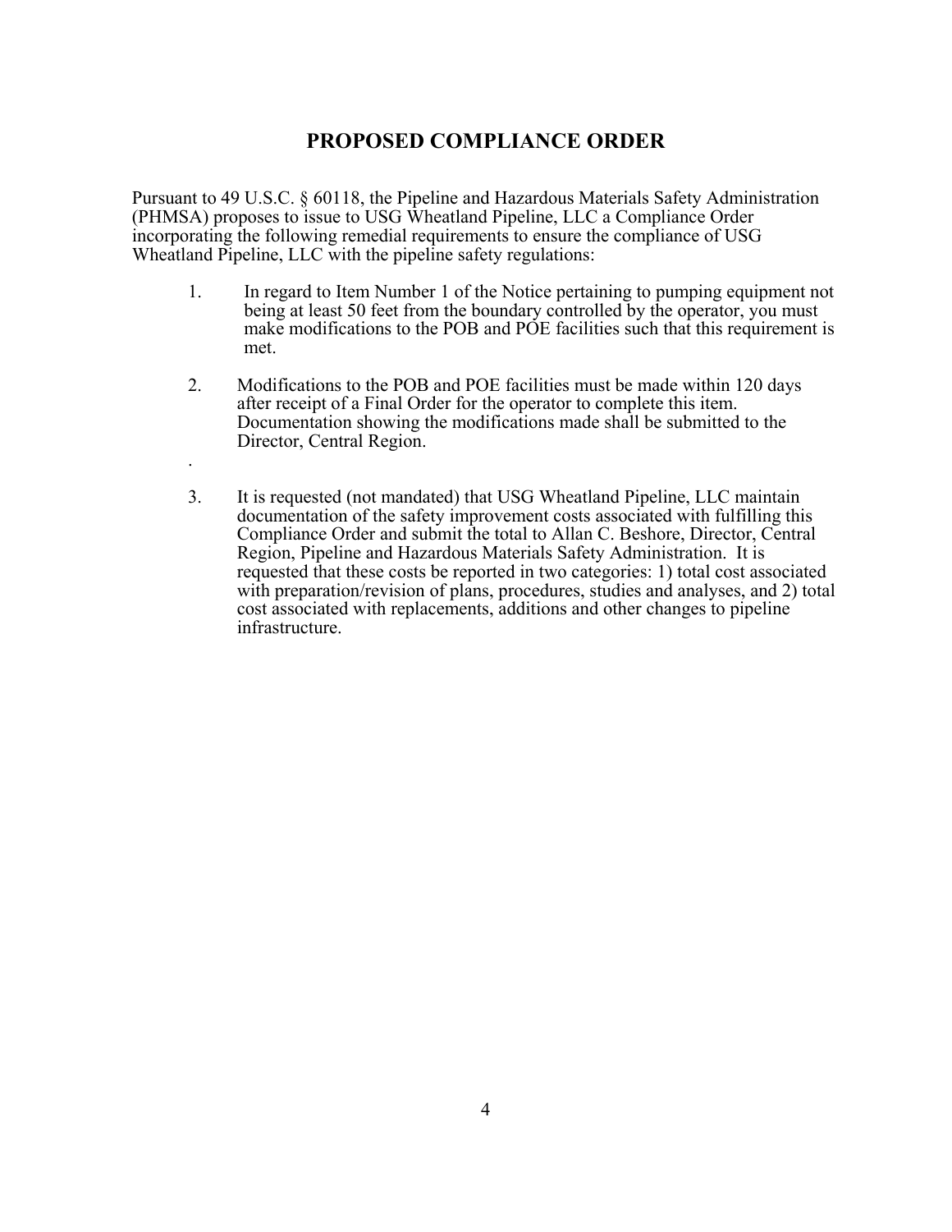# PROPOSED COMPLIANCE ORDER

Pursuant to 49 U.S.C. § 60118, the Pipeline and Hazardous Materials Safety Administration (PHMSA) proposes to issue to USG Wheatland Pipeline, LLC a Compliance Order incorporating the following remedial requirements to ensure the compliance of USG Wheatland Pipeline, LLC with the pipeline safety regulations:

1. In regard to Item Number 1 of the Notice pertaining to pumping equipment not being at least 50 feet from the boundary controlled by the operator, you must make modifications to the POB and POE facilities such that this requirement is met.

2. Modifications to the POB and POE facilities must be made within 120 days after receipt of a Final Order for the operator to complete this item. Documentation showing the modifications made shall be submitted to the Director, Central Region.

.

3. It is requested (not mandated) that USG Wheatland Pipeline, LLC maintain documentation of the safety improvement costs associated with fulfilling this Compliance Order and submit the total to Allan C. Beshore, Director, Central Region, Pipeline and Hazardous Materials Safety Administration. It is requested that these costs be reported in two categories: 1) total cost associated with preparation/revision of plans, procedures, studies and analyses, and 2) total cost associated with replacements, additions and other changes to pipeline infrastructure.